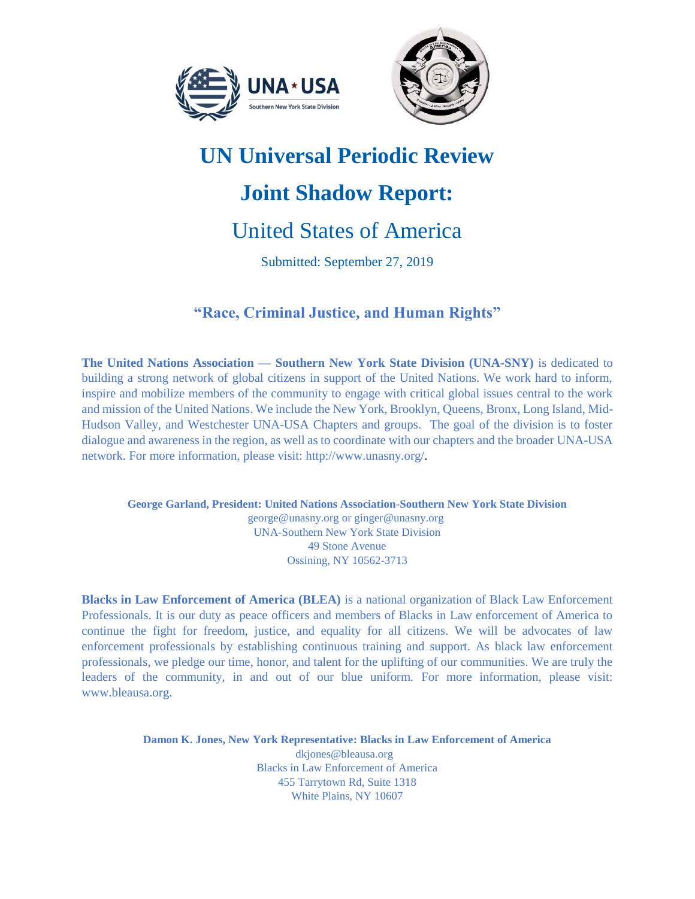# UN Universal Periodic Review

# Joint Shadow Report:

## United States of America

Submitted: September 27, 2019

### "Race, Criminal Justice, and Human Rights"

**The United Nations Association — Southern New York State Division (UNA-SNY)** is dedicated to building a strong network of global citizens in support of the United Nations. We work hard to inform, inspire and mobilize members of the community to engage with critical global issues central to the work and mission of the United Nations. We include the New York, Brooklyn, Queens, Bronx, Long Island, Mid-Hudson Valley, and Westchester UNA-USA Chapters and groups. The goal of the division is to foster dialogue and awareness in the region, as well as to coordinate with our chapters and the broader UNA-USA network. For more information, please visit: http://www.unasny.org/.

**George Garland, President: United Nations Association-Southern New York State Division**
george@unasny.org or ginger@unasny.org
UNA-Southern New York State Division
49 Stone Avenue
Ossining, NY 10562-3713

**Blacks in Law Enforcement of America (BLEA)** is a national organization of Black Law Enforcement Professionals. It is our duty as peace officers and members of Blacks in Law enforcement of America to continue the fight for freedom, justice, and equality for all citizens. We will be advocates of law enforcement professionals by establishing continuous training and support. As black law enforcement professionals, we pledge our time, honor, and talent for the uplifting of our communities. We are truly the leaders of the community, in and out of our blue uniform. For more information, please visit: www.bleausa.org.

**Damon K. Jones, New York Representative: Blacks in Law Enforcement of America**
dkjones@bleausa.org
Blacks in Law Enforcement of America
455 Tarrytown Rd, Suite 1318
White Plains, NY 10607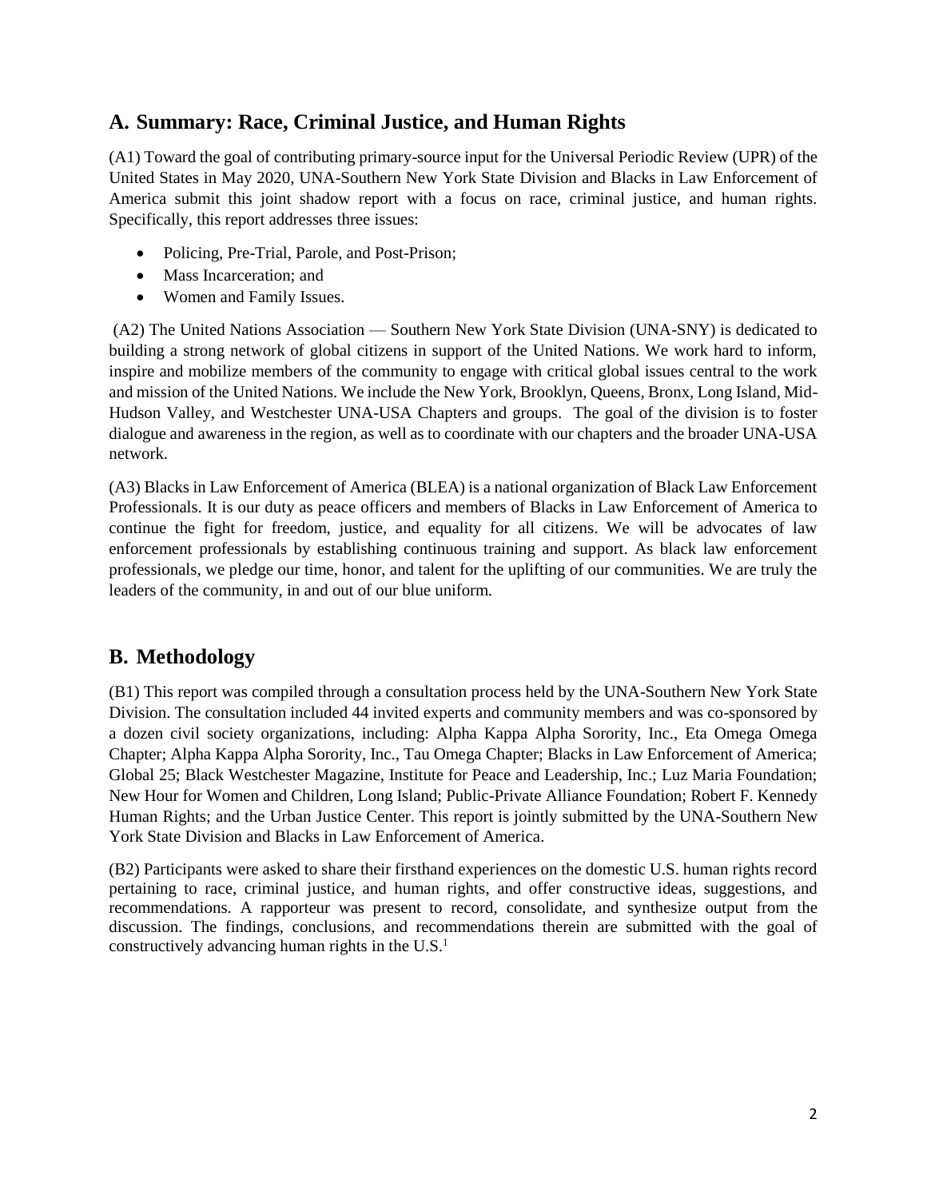## A. Summary: Race, Criminal Justice, and Human Rights

(A1) Toward the goal of contributing primary-source input for the Universal Periodic Review (UPR) of the United States in May 2020, UNA-Southern New York State Division and Blacks in Law Enforcement of America submit this joint shadow report with a focus on race, criminal justice, and human rights. Specifically, this report addresses three issues:

- Policing, Pre-Trial, Parole, and Post-Prison;
- Mass Incarceration; and
- Women and Family Issues.

(A2) The United Nations Association — Southern New York State Division (UNA-SNY) is dedicated to building a strong network of global citizens in support of the United Nations. We work hard to inform, inspire and mobilize members of the community to engage with critical global issues central to the work and mission of the United Nations. We include the New York, Brooklyn, Queens, Bronx, Long Island, Mid-Hudson Valley, and Westchester UNA-USA Chapters and groups. The goal of the division is to foster dialogue and awareness in the region, as well as to coordinate with our chapters and the broader UNA-USA network.

(A3) Blacks in Law Enforcement of America (BLEA) is a national organization of Black Law Enforcement Professionals. It is our duty as peace officers and members of Blacks in Law Enforcement of America to continue the fight for freedom, justice, and equality for all citizens. We will be advocates of law enforcement professionals by establishing continuous training and support. As black law enforcement professionals, we pledge our time, honor, and talent for the uplifting of our communities. We are truly the leaders of the community, in and out of our blue uniform.

## B. Methodology

(B1) This report was compiled through a consultation process held by the UNA-Southern New York State Division. The consultation included 44 invited experts and community members and was co-sponsored by a dozen civil society organizations, including: Alpha Kappa Alpha Sorority, Inc., Eta Omega Omega Chapter; Alpha Kappa Alpha Sorority, Inc., Tau Omega Chapter; Blacks in Law Enforcement of America; Global 25; Black Westchester Magazine, Institute for Peace and Leadership, Inc.; Luz Maria Foundation; New Hour for Women and Children, Long Island; Public-Private Alliance Foundation; Robert F. Kennedy Human Rights; and the Urban Justice Center. This report is jointly submitted by the UNA-Southern New York State Division and Blacks in Law Enforcement of America.

(B2) Participants were asked to share their firsthand experiences on the domestic U.S. human rights record pertaining to race, criminal justice, and human rights, and offer constructive ideas, suggestions, and recommendations. A rapporteur was present to record, consolidate, and synthesize output from the discussion. The findings, conclusions, and recommendations therein are submitted with the goal of constructively advancing human rights in the U.S.[1]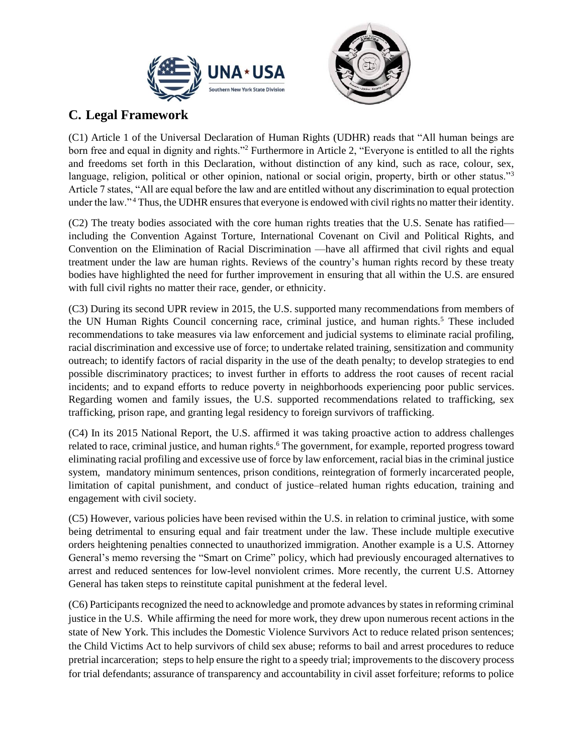## C. Legal Framework

(C1) Article 1 of the Universal Declaration of Human Rights (UDHR) reads that "All human beings are born free and equal in dignity and rights."[2] Furthermore in Article 2, "Everyone is entitled to all the rights and freedoms set forth in this Declaration, without distinction of any kind, such as race, colour, sex, language, religion, political or other opinion, national or social origin, property, birth or other status."[3] Article 7 states, "All are equal before the law and are entitled without any discrimination to equal protection under the law."[4] Thus, the UDHR ensures that everyone is endowed with civil rights no matter their identity.

(C2) The treaty bodies associated with the core human rights treaties that the U.S. Senate has ratified—including the Convention Against Torture, International Covenant on Civil and Political Rights, and Convention on the Elimination of Racial Discrimination —have all affirmed that civil rights and equal treatment under the law are human rights. Reviews of the country's human rights record by these treaty bodies have highlighted the need for further improvement in ensuring that all within the U.S. are ensured with full civil rights no matter their race, gender, or ethnicity.

(C3) During its second UPR review in 2015, the U.S. supported many recommendations from members of the UN Human Rights Council concerning race, criminal justice, and human rights.[5] These included recommendations to take measures via law enforcement and judicial systems to eliminate racial profiling, racial discrimination and excessive use of force; to undertake related training, sensitization and community outreach; to identify factors of racial disparity in the use of the death penalty; to develop strategies to end possible discriminatory practices; to invest further in efforts to address the root causes of recent racial incidents; and to expand efforts to reduce poverty in neighborhoods experiencing poor public services. Regarding women and family issues, the U.S. supported recommendations related to trafficking, sex trafficking, prison rape, and granting legal residency to foreign survivors of trafficking.

(C4) In its 2015 National Report, the U.S. affirmed it was taking proactive action to address challenges related to race, criminal justice, and human rights.[6] The government, for example, reported progress toward eliminating racial profiling and excessive use of force by law enforcement, racial bias in the criminal justice system, mandatory minimum sentences, prison conditions, reintegration of formerly incarcerated people, limitation of capital punishment, and conduct of justice–related human rights education, training and engagement with civil society.

(C5) However, various policies have been revised within the U.S. in relation to criminal justice, with some being detrimental to ensuring equal and fair treatment under the law. These include multiple executive orders heightening penalties connected to unauthorized immigration. Another example is a U.S. Attorney General's memo reversing the "Smart on Crime" policy, which had previously encouraged alternatives to arrest and reduced sentences for low-level nonviolent crimes. More recently, the current U.S. Attorney General has taken steps to reinstitute capital punishment at the federal level.

(C6) Participants recognized the need to acknowledge and promote advances by states in reforming criminal justice in the U.S. While affirming the need for more work, they drew upon numerous recent actions in the state of New York. This includes the Domestic Violence Survivors Act to reduce related prison sentences; the Child Victims Act to help survivors of child sex abuse; reforms to bail and arrest procedures to reduce pretrial incarceration; steps to help ensure the right to a speedy trial; improvements to the discovery process for trial defendants; assurance of transparency and accountability in civil asset forfeiture; reforms to police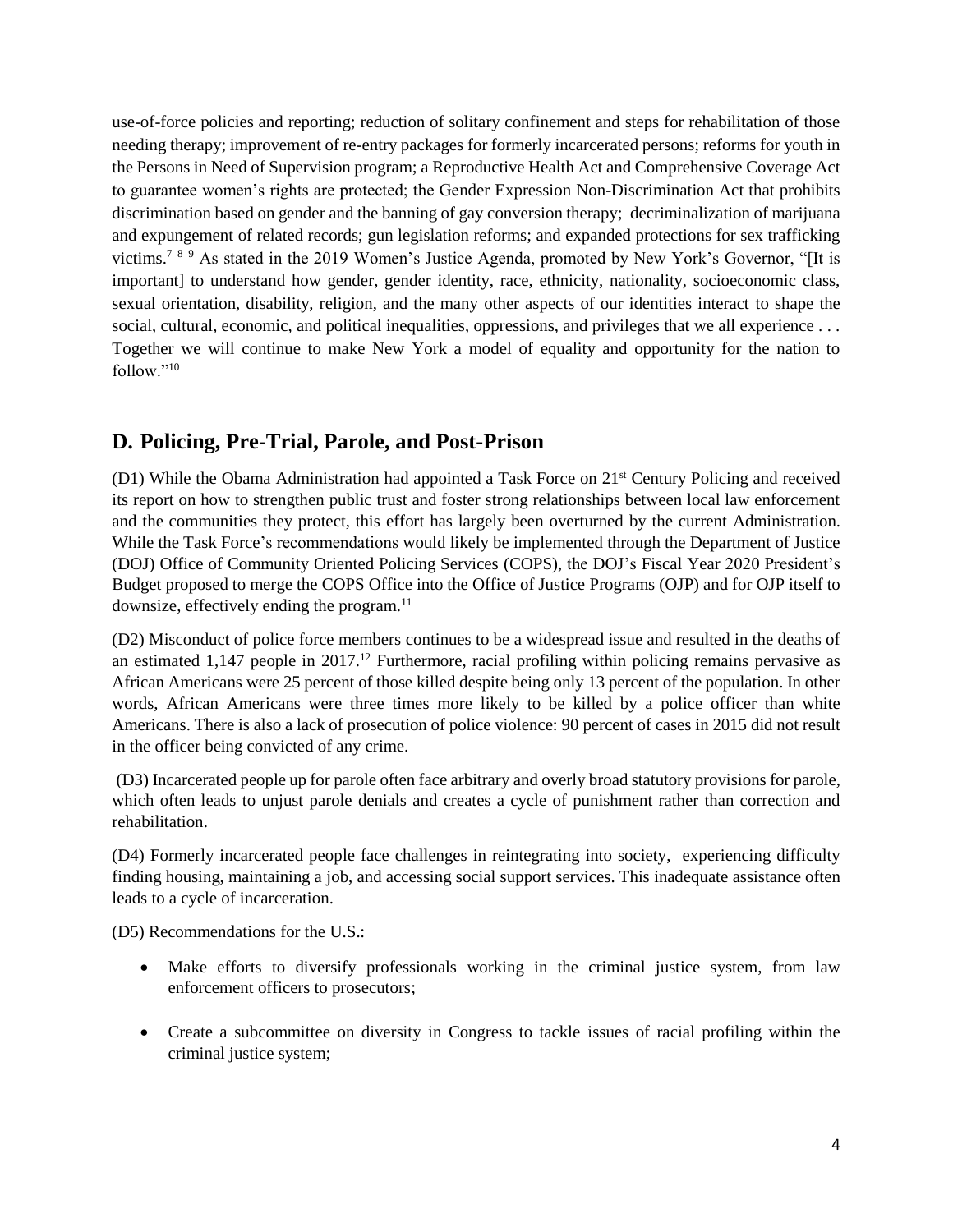use-of-force policies and reporting; reduction of solitary confinement and steps for rehabilitation of those needing therapy; improvement of re-entry packages for formerly incarcerated persons; reforms for youth in the Persons in Need of Supervision program; a Reproductive Health Act and Comprehensive Coverage Act to guarantee women's rights are protected; the Gender Expression Non-Discrimination Act that prohibits discrimination based on gender and the banning of gay conversion therapy; decriminalization of marijuana and expungement of related records; gun legislation reforms; and expanded protections for sex trafficking victims.[7] [8] [9] As stated in the 2019 Women's Justice Agenda, promoted by New York's Governor, "[It is important] to understand how gender, gender identity, race, ethnicity, nationality, socioeconomic class, sexual orientation, disability, religion, and the many other aspects of our identities interact to shape the social, cultural, economic, and political inequalities, oppressions, and privileges that we all experience . . . Together we will continue to make New York a model of equality and opportunity for the nation to follow."[10]

## D. Policing, Pre-Trial, Parole, and Post-Prison

(D1) While the Obama Administration had appointed a Task Force on 21st Century Policing and received its report on how to strengthen public trust and foster strong relationships between local law enforcement and the communities they protect, this effort has largely been overturned by the current Administration. While the Task Force's recommendations would likely be implemented through the Department of Justice (DOJ) Office of Community Oriented Policing Services (COPS), the DOJ's Fiscal Year 2020 President's Budget proposed to merge the COPS Office into the Office of Justice Programs (OJP) and for OJP itself to downsize, effectively ending the program.[11]

(D2) Misconduct of police force members continues to be a widespread issue and resulted in the deaths of an estimated 1,147 people in 2017.[12] Furthermore, racial profiling within policing remains pervasive as African Americans were 25 percent of those killed despite being only 13 percent of the population. In other words, African Americans were three times more likely to be killed by a police officer than white Americans. There is also a lack of prosecution of police violence: 90 percent of cases in 2015 did not result in the officer being convicted of any crime.

(D3) Incarcerated people up for parole often face arbitrary and overly broad statutory provisions for parole, which often leads to unjust parole denials and creates a cycle of punishment rather than correction and rehabilitation.

(D4) Formerly incarcerated people face challenges in reintegrating into society, experiencing difficulty finding housing, maintaining a job, and accessing social support services. This inadequate assistance often leads to a cycle of incarceration.

(D5) Recommendations for the U.S.:

- Make efforts to diversify professionals working in the criminal justice system, from law enforcement officers to prosecutors;
- Create a subcommittee on diversity in Congress to tackle issues of racial profiling within the criminal justice system;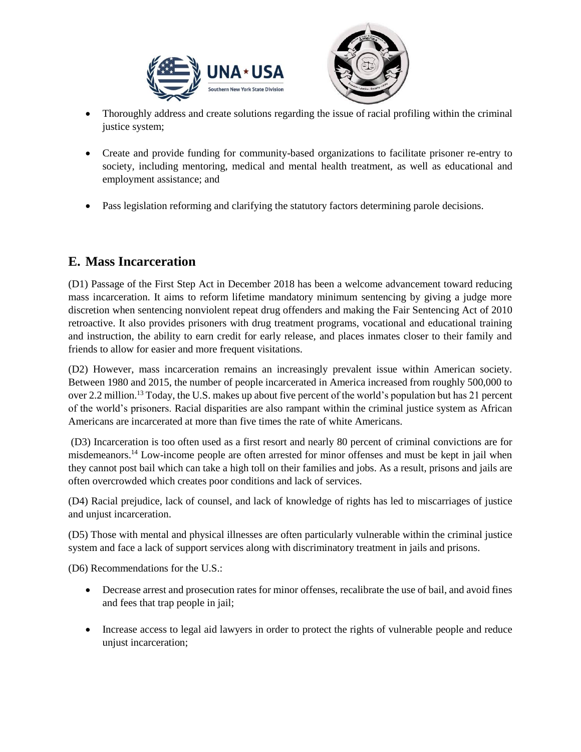- Thoroughly address and create solutions regarding the issue of racial profiling within the criminal justice system;
- Create and provide funding for community-based organizations to facilitate prisoner re-entry to society, including mentoring, medical and mental health treatment, as well as educational and employment assistance; and
- Pass legislation reforming and clarifying the statutory factors determining parole decisions.

## E. Mass Incarceration

(D1) Passage of the First Step Act in December 2018 has been a welcome advancement toward reducing mass incarceration. It aims to reform lifetime mandatory minimum sentencing by giving a judge more discretion when sentencing nonviolent repeat drug offenders and making the Fair Sentencing Act of 2010 retroactive. It also provides prisoners with drug treatment programs, vocational and educational training and instruction, the ability to earn credit for early release, and places inmates closer to their family and friends to allow for easier and more frequent visitations.

(D2) However, mass incarceration remains an increasingly prevalent issue within American society. Between 1980 and 2015, the number of people incarcerated in America increased from roughly 500,000 to over 2.2 million.[13] Today, the U.S. makes up about five percent of the world's population but has 21 percent of the world's prisoners. Racial disparities are also rampant within the criminal justice system as African Americans are incarcerated at more than five times the rate of white Americans.

(D3) Incarceration is too often used as a first resort and nearly 80 percent of criminal convictions are for misdemeanors.[14] Low-income people are often arrested for minor offenses and must be kept in jail when they cannot post bail which can take a high toll on their families and jobs. As a result, prisons and jails are often overcrowded which creates poor conditions and lack of services.

(D4) Racial prejudice, lack of counsel, and lack of knowledge of rights has led to miscarriages of justice and unjust incarceration.

(D5) Those with mental and physical illnesses are often particularly vulnerable within the criminal justice system and face a lack of support services along with discriminatory treatment in jails and prisons.

(D6) Recommendations for the U.S.:

- Decrease arrest and prosecution rates for minor offenses, recalibrate the use of bail, and avoid fines and fees that trap people in jail;
- Increase access to legal aid lawyers in order to protect the rights of vulnerable people and reduce unjust incarceration;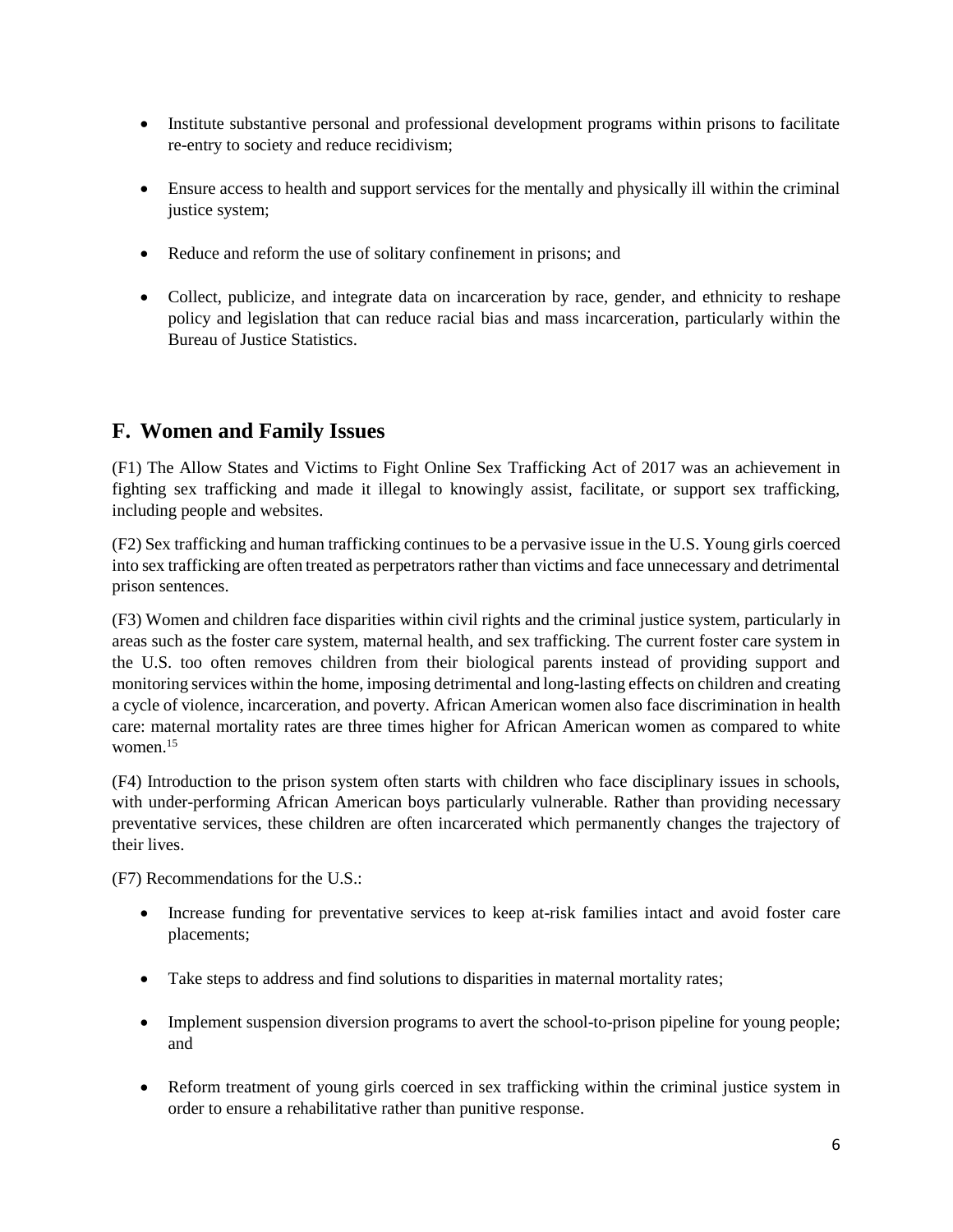- Institute substantive personal and professional development programs within prisons to facilitate re-entry to society and reduce recidivism;
- Ensure access to health and support services for the mentally and physically ill within the criminal justice system;
- Reduce and reform the use of solitary confinement in prisons; and
- Collect, publicize, and integrate data on incarceration by race, gender, and ethnicity to reshape policy and legislation that can reduce racial bias and mass incarceration, particularly within the Bureau of Justice Statistics.

## F. Women and Family Issues

(F1) The Allow States and Victims to Fight Online Sex Trafficking Act of 2017 was an achievement in fighting sex trafficking and made it illegal to knowingly assist, facilitate, or support sex trafficking, including people and websites.

(F2) Sex trafficking and human trafficking continues to be a pervasive issue in the U.S. Young girls coerced into sex trafficking are often treated as perpetrators rather than victims and face unnecessary and detrimental prison sentences.

(F3) Women and children face disparities within civil rights and the criminal justice system, particularly in areas such as the foster care system, maternal health, and sex trafficking. The current foster care system in the U.S. too often removes children from their biological parents instead of providing support and monitoring services within the home, imposing detrimental and long-lasting effects on children and creating a cycle of violence, incarceration, and poverty. African American women also face discrimination in health care: maternal mortality rates are three times higher for African American women as compared to white women.[15]

(F4) Introduction to the prison system often starts with children who face disciplinary issues in schools, with under-performing African American boys particularly vulnerable. Rather than providing necessary preventative services, these children are often incarcerated which permanently changes the trajectory of their lives.

(F7) Recommendations for the U.S.:

- Increase funding for preventative services to keep at-risk families intact and avoid foster care placements;
- Take steps to address and find solutions to disparities in maternal mortality rates;
- Implement suspension diversion programs to avert the school-to-prison pipeline for young people; and
- Reform treatment of young girls coerced in sex trafficking within the criminal justice system in order to ensure a rehabilitative rather than punitive response.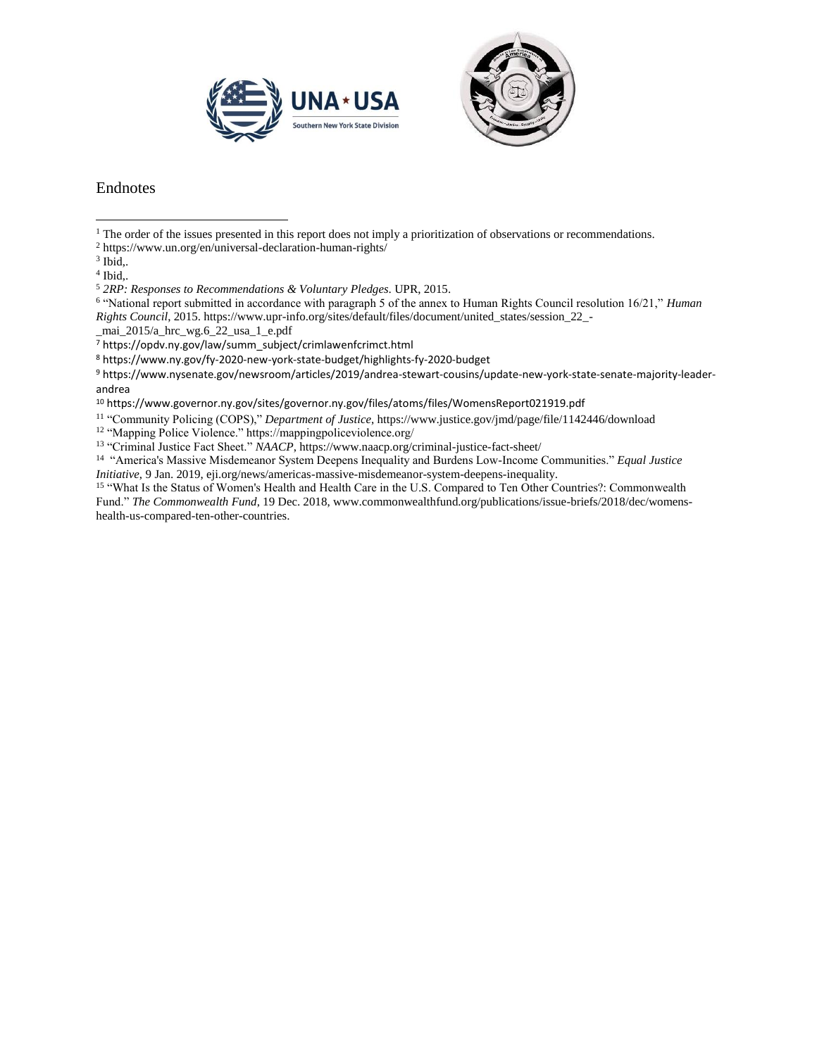Endnotes

[1] The order of the issues presented in this report does not imply a prioritization of observations or recommendations.

[2] https://www.un.org/en/universal-declaration-human-rights/

[3] Ibid,.

[4] Ibid,.

[5] *2RP: Responses to Recommendations & Voluntary Pledges*. UPR, 2015.

[6] "National report submitted in accordance with paragraph 5 of the annex to Human Rights Council resolution 16/21," *Human Rights Council*, 2015. https://www.upr-info.org/sites/default/files/document/united_states/session_22_-_mai_2015/a_hrc_wg.6_22_usa_1_e.pdf

[7] https://opdv.ny.gov/law/summ_subject/crimlawenfcrimct.html

[8] https://www.ny.gov/fy-2020-new-york-state-budget/highlights-fy-2020-budget

[9] https://www.nysenate.gov/newsroom/articles/2019/andrea-stewart-cousins/update-new-york-state-senate-majority-leader-andrea

[10] https://www.governor.ny.gov/sites/governor.ny.gov/files/atoms/files/WomensReport021919.pdf

[11] "Community Policing (COPS)," *Department of Justice*, https://www.justice.gov/jmd/page/file/1142446/download

[12] "Mapping Police Violence." https://mappingpoliceviolence.org/

[13] "Criminal Justice Fact Sheet." *NAACP*, https://www.naacp.org/criminal-justice-fact-sheet/

[14] "America's Massive Misdemeanor System Deepens Inequality and Burdens Low-Income Communities." *Equal Justice Initiative*, 9 Jan. 2019, eji.org/news/americas-massive-misdemeanor-system-deepens-inequality.

[15] "What Is the Status of Women's Health and Health Care in the U.S. Compared to Ten Other Countries?: Commonwealth Fund." *The Commonwealth Fund*, 19 Dec. 2018, www.commonwealthfund.org/publications/issue-briefs/2018/dec/womens-health-us-compared-ten-other-countries.